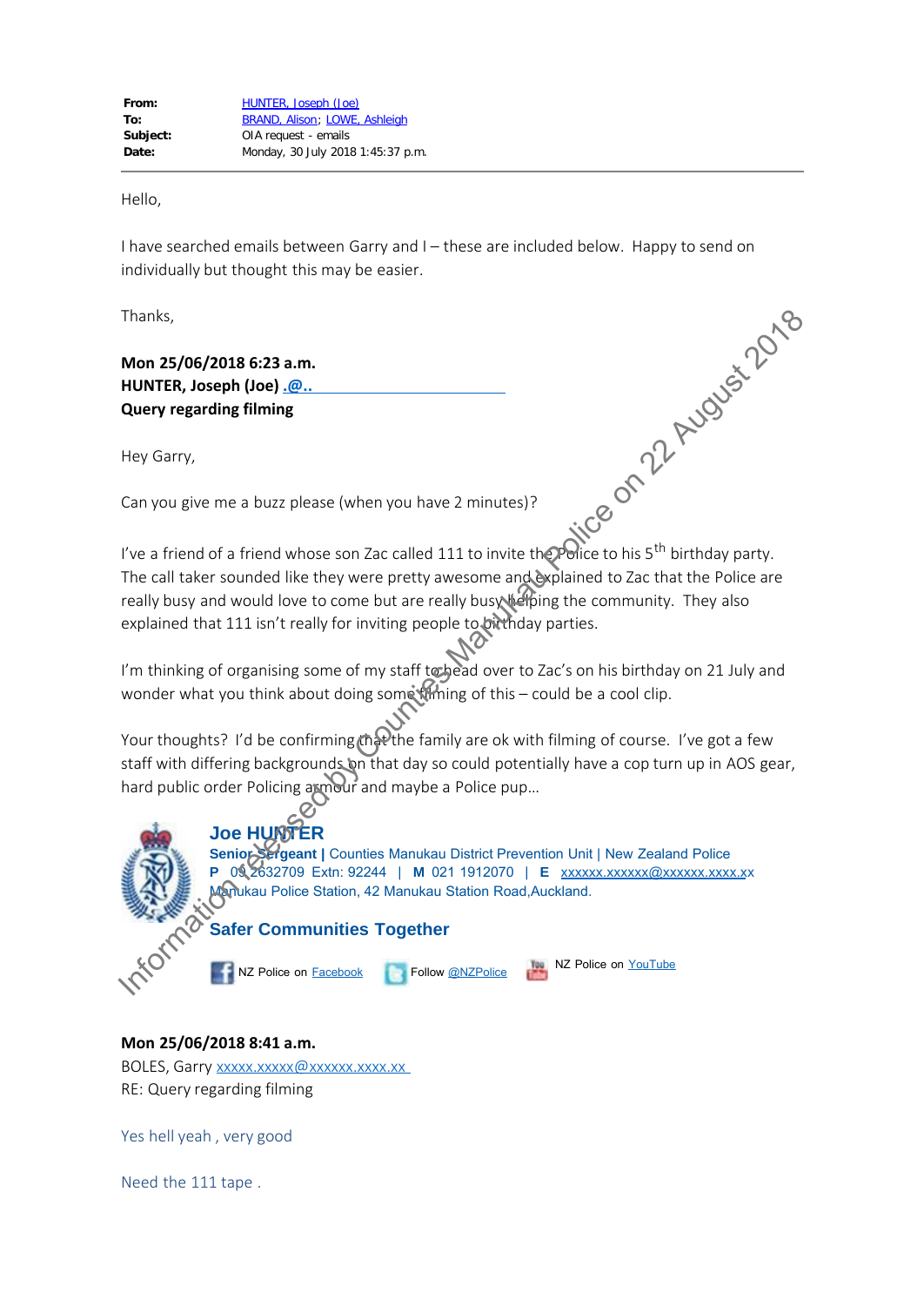| | |
|---|---|
| **From:** | HUNTER, Joseph (Joe) |
| **To:** | BRAND, Alison; LOWE, Ashleigh |
| **Subject:** | OIA request - emails |
| **Date:** | Monday, 30 July 2018 1:45:37 p.m. |

Hello,

I have searched emails between Garry and I – these are included below. Happy to send on individually but thought this may be easier.

Thanks,

**Mon 25/06/2018 6:23 a.m.**
**HUNTER, Joseph (Joe)** .@..
**Query regarding filming**

Hey Garry,

Can you give me a buzz please (when you have 2 minutes)?

I've a friend of a friend whose son Zac called 111 to invite the Police to his 5th birthday party. The call taker sounded like they were pretty awesome and explained to Zac that the Police are really busy and would love to come but are really busy helping the community. They also explained that 111 isn't really for inviting people to birthday parties.

I'm thinking of organising some of my staff to head over to Zac's on his birthday on 21 July and wonder what you think about doing some filming of this – could be a cool clip.

Your thoughts? I'd be confirming that the family are ok with filming of course. I've got a few staff with differing backgrounds on that day so could potentially have a cop turn up in AOS gear, hard public order Policing armour and maybe a Police pup…

**Joe HUNTER**
**Senior Sergeant |** Counties Manukau District Prevention Unit | New Zealand Police
**P** 09 2632709 Extn: 92244 | **M** 021 1912070 | **E** xxxxxx.xxxxxx@xxxxxx.xxxx.xx
Manukau Police Station, 42 Manukau Station Road,Auckland.

**Safer Communities Together**

NZ Police on Facebook Follow @NZPolice NZ Police on YouTube

**Mon 25/06/2018 8:41 a.m.**
BOLES, Garry xxxxx.xxxxx@xxxxxx.xxxx.xx
RE: Query regarding filming

Yes hell yeah , very good

Need the 111 tape .

Information released by Counties Manukau Police on 22 August 2018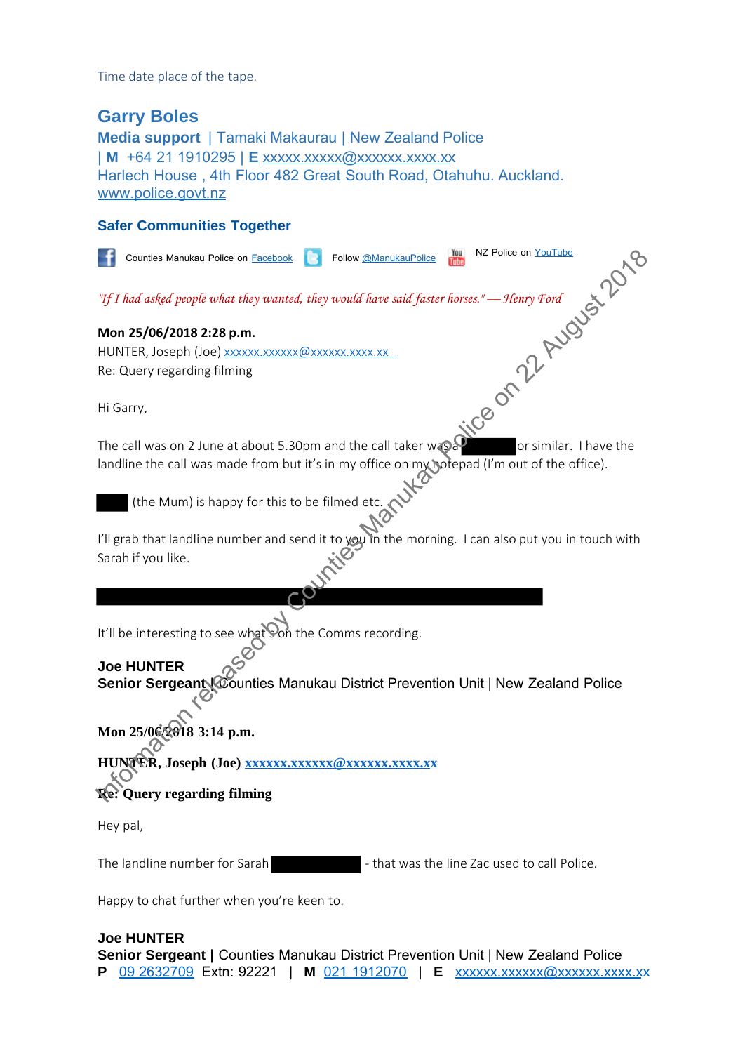Time date place of the tape.

**Garry Boles**
**Media support** | Tamaki Makaurau | New Zealand Police
| **M** +64 21 1910295 | **E** xxxxx.xxxxx@xxxxxx.xxxx.xx
Harlech House , 4th Floor 482 Great South Road, Otahuhu. Auckland.
www.police.govt.nz

**Safer Communities Together**

Counties Manukau Police on Facebook Follow @ManukauPolice NZ Police on YouTube

*"If I had asked people what they wanted, they would have said faster horses." — Henry Ford*

**Mon 25/06/2018 2:28 p.m.**
HUNTER, Joseph (Joe) xxxxxx.xxxxxx@xxxxxx.xxxx.xx
Re: Query regarding filming

Hi Garry,

The call was on 2 June at about 5.30pm and the call taker was a [redacted] or similar. I have the landline the call was made from but it's in my office on my notepad (I'm out of the office).

[redacted] (the Mum) is happy for this to be filmed etc.

I'll grab that landline number and send it to you in the morning. I can also put you in touch with Sarah if you like.

[redacted]

It'll be interesting to see what's on the Comms recording.

**Joe HUNTER**
**Senior Sergeant** | Counties Manukau District Prevention Unit | New Zealand Police

**Mon 25/06/2018 3:14 p.m.**

**HUNTER, Joseph (Joe)** xxxxxx.xxxxxx@xxxxxx.xxxx.xx

**Re: Query regarding filming**

Hey pal,

The landline number for Sarah [redacted] - that was the line Zac used to call Police.

Happy to chat further when you're keen to.

**Joe HUNTER**
**Senior Sergeant |** Counties Manukau District Prevention Unit | New Zealand Police
**P** 09 2632709 Extn: 92221 | **M** 021 1912070 | **E** xxxxxx.xxxxxx@xxxxxx.xxxx.xx

Information released by Counties Manukau Police on 22 August 2018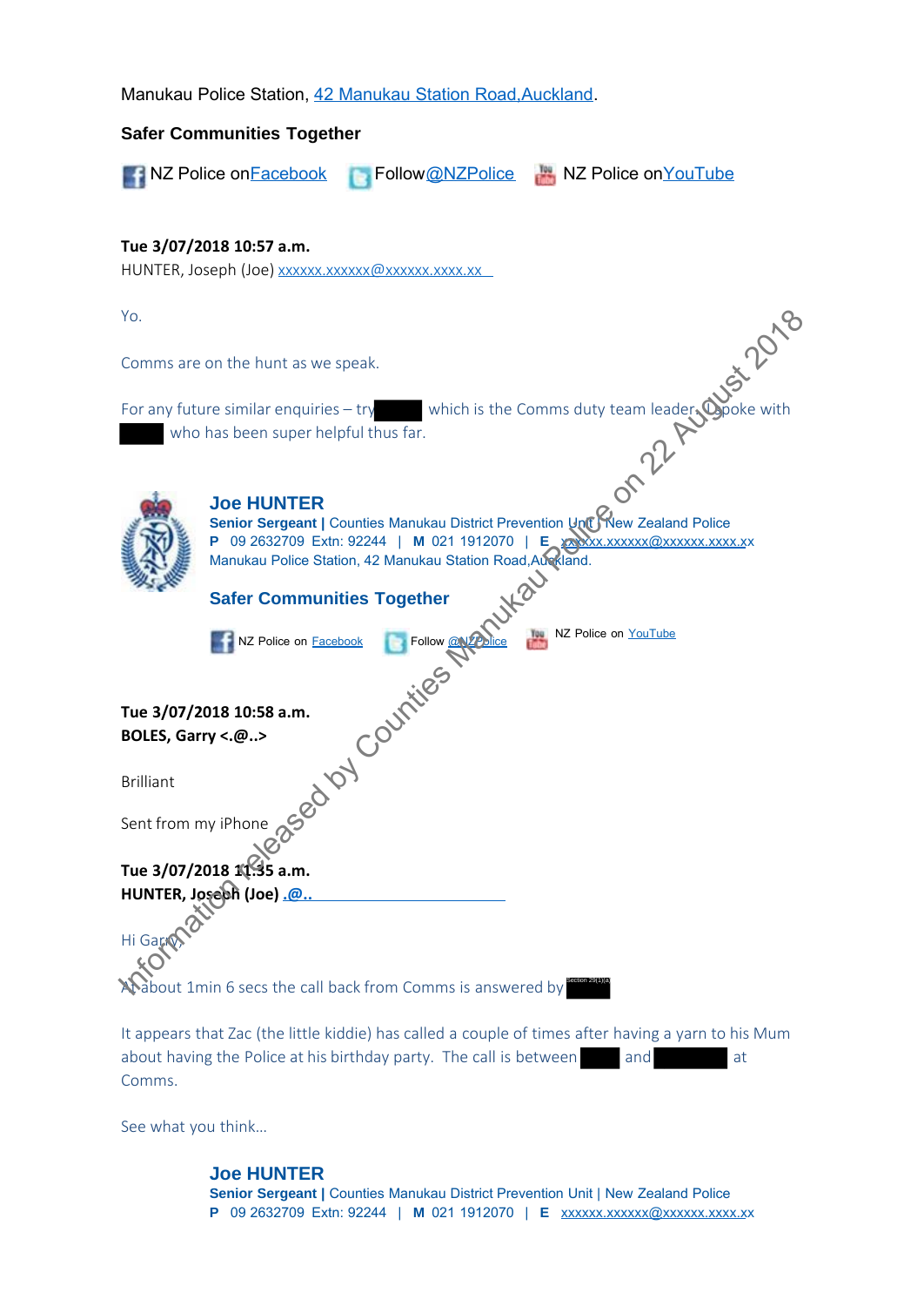Manukau Police Station, [42 Manukau Station Road,Auckland](#).

**Safer Communities Together**

NZ Police on Facebook   Follow @NZPolice   NZ Police on YouTube

**Tue 3/07/2018 10:57 a.m.**
HUNTER, Joseph (Joe) xxxxxx.xxxxxx@xxxxxx.xxxx.xx

Yo.

Comms are on the hunt as we speak.

For any future similar enquiries – try ██████ which is the Comms duty team leader. I spoke with ██████ who has been super helpful thus far.

**Joe HUNTER**
**Senior Sergeant |** Counties Manukau District Prevention Unit | New Zealand Police
**P** 09 2632709 Extn: 92244 | **M** 021 1912070 | **E** xxxxxx.xxxxxx@xxxxxx.xxxx.xx
Manukau Police Station, 42 Manukau Station Road,Auckland.

**Safer Communities Together**

NZ Police on Facebook   Follow @NZPolice   NZ Police on YouTube

**Tue 3/07/2018 10:58 a.m.**
**BOLES, Garry <.@..>**

Brilliant

Sent from my iPhone

**Tue 3/07/2018 11:35 a.m.**
**HUNTER, Joseph (Joe) .@..**

Hi Garry,

At about 1min 6 secs the call back from Comms is answered by ██████ Section 29(1)(a)

It appears that Zac (the little kiddie) has called a couple of times after having a yarn to his Mum about having the Police at his birthday party. The call is between ██████ and ██████ at Comms.

See what you think…

**Joe HUNTER**
**Senior Sergeant |** Counties Manukau District Prevention Unit | New Zealand Police
**P** 09 2632709 Extn: 92244 | **M** 021 1912070 | **E** xxxxxx.xxxxxx@xxxxxx.xxxx.xx

Information released by Counties Manukau Police on 22 August 2018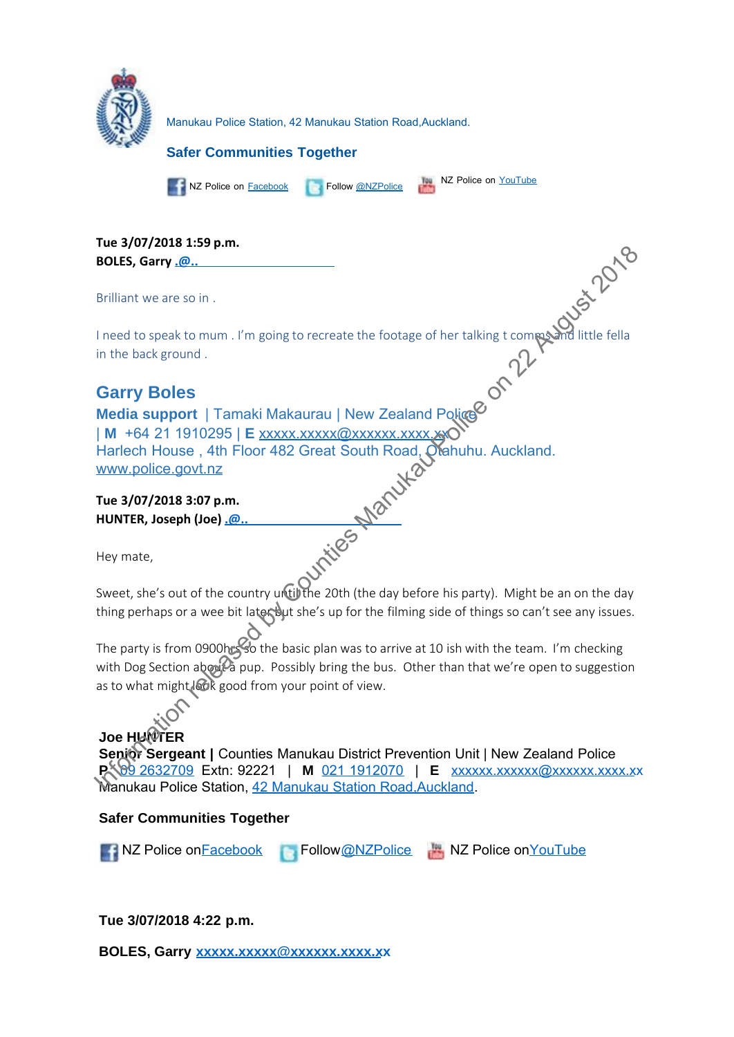Manukau Police Station, 42 Manukau Station Road,Auckland.

**Safer Communities Together**

NZ Police on Facebook Follow @NZPolice NZ Police on YouTube

**Tue 3/07/2018 1:59 p.m.**
**BOLES, Garry .@..**

Brilliant we are so in .

I need to speak to mum . I'm going to recreate the footage of her talking t comms and little fella in the back ground .

**Garry Boles**
**Media support** | Tamaki Makaurau | New Zealand Police
| **M** +64 21 1910295 | **E** xxxxx.xxxxx@xxxxxx.xxxx.xx
Harlech House , 4th Floor 482 Great South Road, Otahuhu. Auckland.
www.police.govt.nz

**Tue 3/07/2018 3:07 p.m.**
**HUNTER, Joseph (Joe) .@..**

Hey mate,

Sweet, she's out of the country until the 20th (the day before his party). Might be an on the day thing perhaps or a wee bit later but she's up for the filming side of things so can't see any issues.

The party is from 0900hrs so the basic plan was to arrive at 10 ish with the team. I'm checking with Dog Section about a pup. Possibly bring the bus. Other than that we're open to suggestion as to what might look good from your point of view.

**Joe HUNTER**
**Senior Sergeant |** Counties Manukau District Prevention Unit | New Zealand Police
**P** 09 2632709 Extn: 92221 | **M** 021 1912070 | **E** xxxxxx.xxxxxx@xxxxxx.xxxx.xx
Manukau Police Station, 42 Manukau Station Road,Auckland.

**Safer Communities Together**

NZ Police on Facebook Follow @NZPolice NZ Police on YouTube

**Tue 3/07/2018 4:22 p.m.**

**BOLES, Garry** xxxxx.xxxxx@xxxxxx.xxxx.xx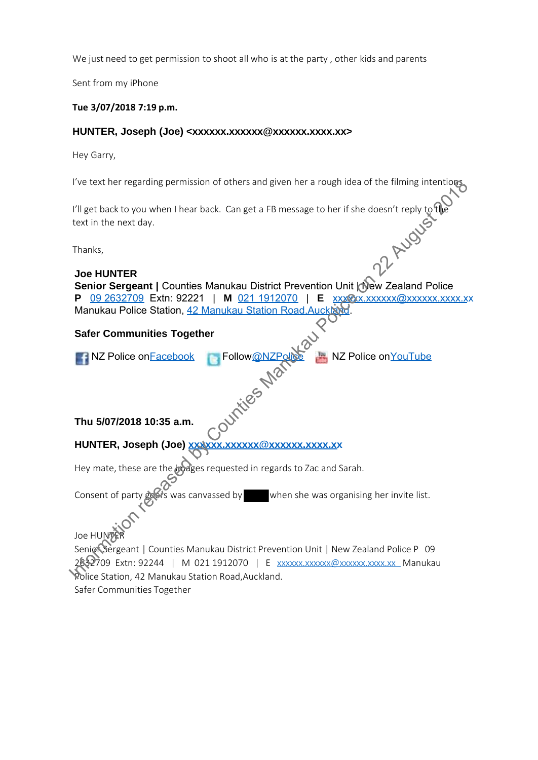We just need to get permission to shoot all who is at the party , other kids and parents

Sent from my iPhone

**Tue 3/07/2018 7:19 p.m.**

**HUNTER, Joseph (Joe) <xxxxxx.xxxxxx@xxxxxx.xxxx.xx>**

Hey Garry,

I've text her regarding permission of others and given her a rough idea of the filming intentions.

I'll get back to you when I hear back. Can get a FB message to her if she doesn't reply to the text in the next day.

Thanks,

**Joe HUNTER**
**Senior Sergeant |** Counties Manukau District Prevention Unit | New Zealand Police
**P** 09 2632709 Extn: 92221 | **M** 021 1912070 | **E** xxxxxx.xxxxxx@xxxxxx.xxxx.xx
Manukau Police Station, 42 Manukau Station Road,Auckland.

**Safer Communities Together**

NZ Police on Facebook Follow @NZPolice NZ Police on YouTube

**Thu 5/07/2018 10:35 a.m.**

**HUNTER, Joseph (Joe) xxxxxx.xxxxxx@xxxxxx.xxxx.xx**

Hey mate, these are the images requested in regards to Zac and Sarah.

Consent of party goers was canvassed by ████ when she was organising her invite list.

Joe HUNTER
Senior Sergeant | Counties Manukau District Prevention Unit | New Zealand Police P 09 2632709 Extn: 92244 | M 021 1912070 | E xxxxxx.xxxxxx@xxxxxx.xxxx.xx Manukau Police Station, 42 Manukau Station Road,Auckland.
Safer Communities Together

Information released by Counties Manukau Police on 22 August 2018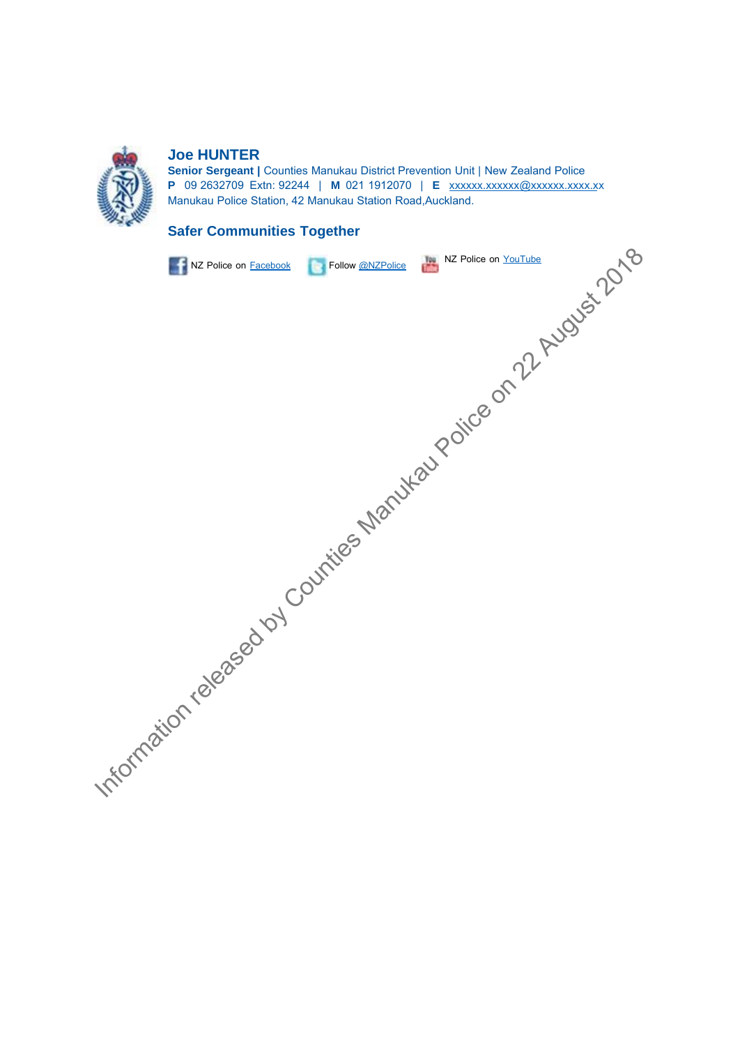**Joe HUNTER**
**Senior Sergeant |** Counties Manukau District Prevention Unit | New Zealand Police
**P** 09 2632709 Extn: 92244 | **M** 021 1912070 | **E** xxxxxx.xxxxxx@xxxxxx.xxxx.xx
Manukau Police Station, 42 Manukau Station Road,Auckland.

**Safer Communities Together**

NZ Police on Facebook Follow @NZPolice NZ Police on YouTube

Information released by Counties Manukau Police on 22 August 2018